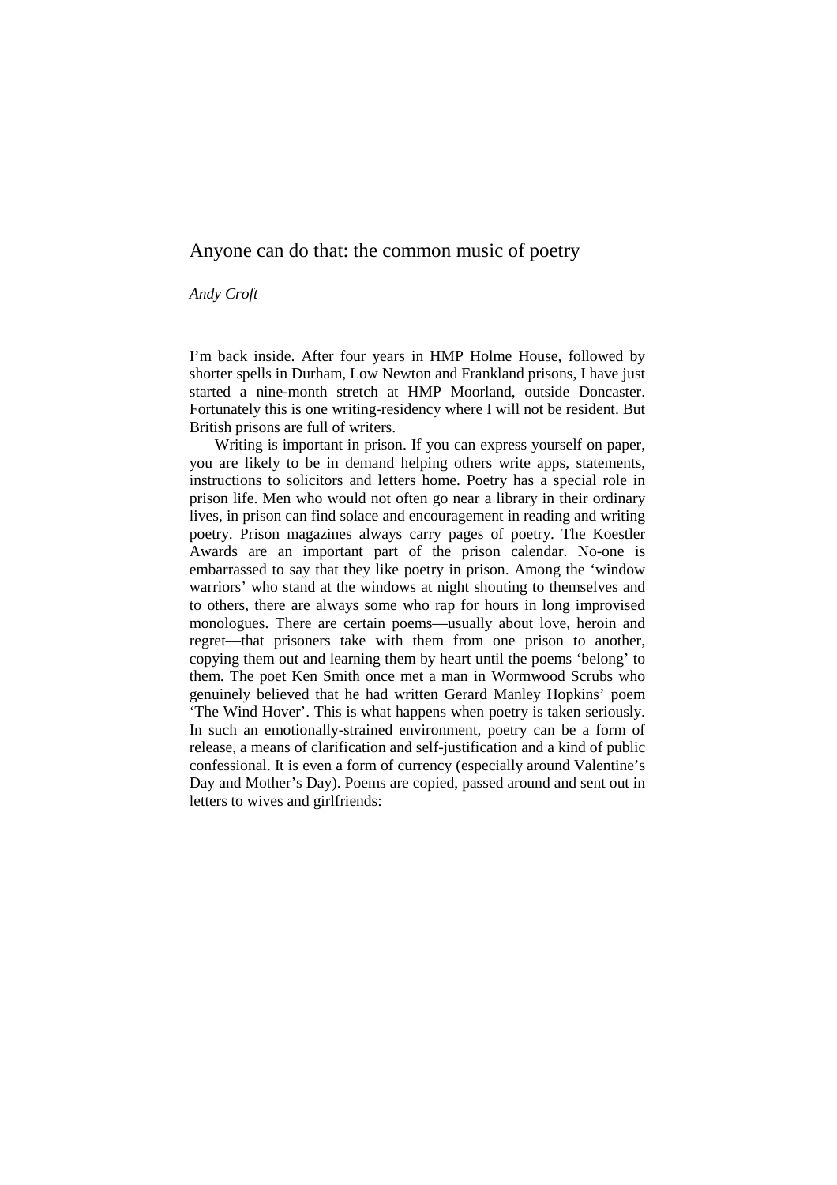# Anyone can do that: the common music of poetry

*Andy Croft*

I'm back inside. After four years in HMP Holme House, followed by shorter spells in Durham, Low Newton and Frankland prisons, I have just started a nine-month stretch at HMP Moorland, outside Doncaster. Fortunately this is one writing-residency where I will not be resident. But British prisons are full of writers.

Writing is important in prison. If you can express yourself on paper, you are likely to be in demand helping others write apps, statements, instructions to solicitors and letters home. Poetry has a special role in prison life. Men who would not often go near a library in their ordinary lives, in prison can find solace and encouragement in reading and writing poetry. Prison magazines always carry pages of poetry. The Koestler Awards are an important part of the prison calendar. No-one is embarrassed to say that they like poetry in prison. Among the 'window warriors' who stand at the windows at night shouting to themselves and to others, there are always some who rap for hours in long improvised monologues. There are certain poems—usually about love, heroin and regret—that prisoners take with them from one prison to another, copying them out and learning them by heart until the poems 'belong' to them. The poet Ken Smith once met a man in Wormwood Scrubs who genuinely believed that he had written Gerard Manley Hopkins' poem 'The Wind Hover'. This is what happens when poetry is taken seriously. In such an emotionally-strained environment, poetry can be a form of release, a means of clarification and self-justification and a kind of public confessional. It is even a form of currency (especially around Valentine's Day and Mother's Day). Poems are copied, passed around and sent out in letters to wives and girlfriends: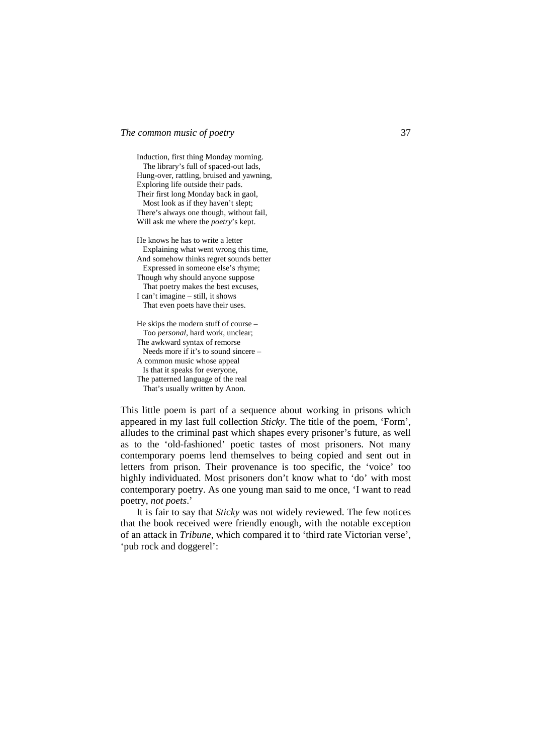Induction, first thing Monday morning.  
  The library's full of spaced-out lads,  
Hung-over, rattling, bruised and yawning,  
Exploring life outside their pads.  
Their first long Monday back in gaol,  
  Most look as if they haven't slept;  
There's always one though, without fail,  
Will ask me where the *poetry*'s kept.

He knows he has to write a letter  
  Explaining what went wrong this time,  
And somehow thinks regret sounds better  
  Expressed in someone else's rhyme;  
Though why should anyone suppose  
  That poetry makes the best excuses,  
I can't imagine – still, it shows  
  That even poets have their uses.

He skips the modern stuff of course –  
  Too *personal*, hard work, unclear;  
The awkward syntax of remorse  
  Needs more if it's to sound sincere –  
A common music whose appeal  
  Is that it speaks for everyone,  
The patterned language of the real  
  That's usually written by Anon.

This little poem is part of a sequence about working in prisons which appeared in my last full collection *Sticky*. The title of the poem, 'Form', alludes to the criminal past which shapes every prisoner's future, as well as to the 'old-fashioned' poetic tastes of most prisoners. Not many contemporary poems lend themselves to being copied and sent out in letters from prison. Their provenance is too specific, the 'voice' too highly individuated. Most prisoners don't know what to 'do' with most contemporary poetry. As one young man said to me once, 'I want to read poetry, *not poets*.'

It is fair to say that *Sticky* was not widely reviewed. The few notices that the book received were friendly enough, with the notable exception of an attack in *Tribune*, which compared it to 'third rate Victorian verse', 'pub rock and doggerel':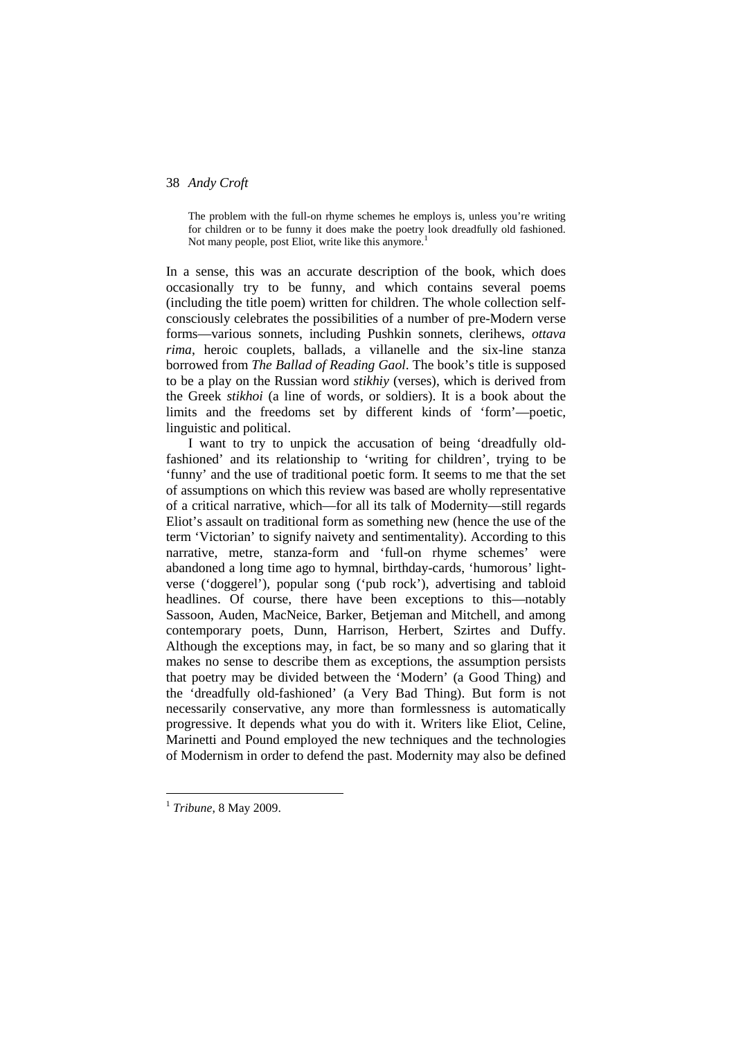> The problem with the full-on rhyme schemes he employs is, unless you're writing for children or to be funny it does make the poetry look dreadfully old fashioned. Not many people, post Eliot, write like this anymore.[1]

In a sense, this was an accurate description of the book, which does occasionally try to be funny, and which contains several poems (including the title poem) written for children. The whole collection self-consciously celebrates the possibilities of a number of pre-Modern verse forms—various sonnets, including Pushkin sonnets, clerihews, *ottava rima*, heroic couplets, ballads, a villanelle and the six-line stanza borrowed from *The Ballad of Reading Gaol*. The book's title is supposed to be a play on the Russian word *stikhiy* (verses), which is derived from the Greek *stikhoi* (a line of words, or soldiers). It is a book about the limits and the freedoms set by different kinds of 'form'—poetic, linguistic and political.

I want to try to unpick the accusation of being 'dreadfully old-fashioned' and its relationship to 'writing for children', trying to be 'funny' and the use of traditional poetic form. It seems to me that the set of assumptions on which this review was based are wholly representative of a critical narrative, which—for all its talk of Modernity—still regards Eliot's assault on traditional form as something new (hence the use of the term 'Victorian' to signify naivety and sentimentality). According to this narrative, metre, stanza-form and 'full-on rhyme schemes' were abandoned a long time ago to hymnal, birthday-cards, 'humorous' light-verse ('doggerel'), popular song ('pub rock'), advertising and tabloid headlines. Of course, there have been exceptions to this—notably Sassoon, Auden, MacNeice, Barker, Betjeman and Mitchell, and among contemporary poets, Dunn, Harrison, Herbert, Szirtes and Duffy. Although the exceptions may, in fact, be so many and so glaring that it makes no sense to describe them as exceptions, the assumption persists that poetry may be divided between the 'Modern' (a Good Thing) and the 'dreadfully old-fashioned' (a Very Bad Thing). But form is not necessarily conservative, any more than formlessness is automatically progressive. It depends what you do with it. Writers like Eliot, Celine, Marinetti and Pound employed the new techniques and the technologies of Modernism in order to defend the past. Modernity may also be defined

---

[1] *Tribune*, 8 May 2009.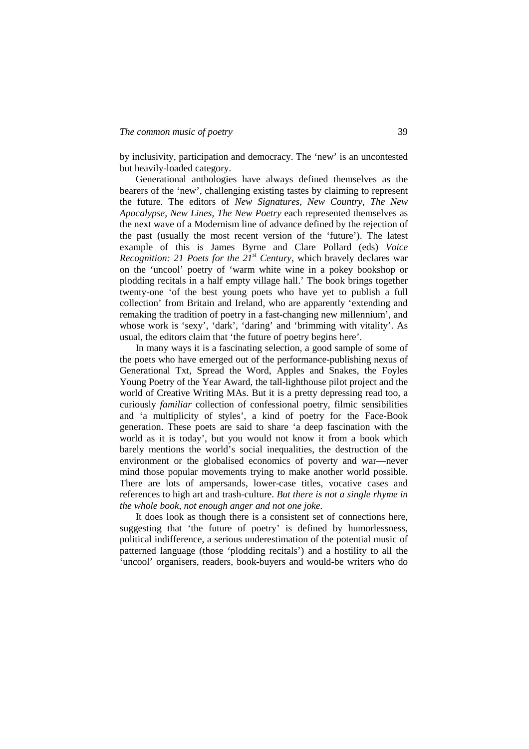by inclusivity, participation and democracy. The 'new' is an uncontested but heavily-loaded category.

Generational anthologies have always defined themselves as the bearers of the 'new', challenging existing tastes by claiming to represent the future. The editors of *New Signatures, New Country, The New Apocalypse, New Lines, The New Poetry* each represented themselves as the next wave of a Modernism line of advance defined by the rejection of the past (usually the most recent version of the 'future'). The latest example of this is James Byrne and Clare Pollard (eds) *Voice Recognition: 21 Poets for the 21st Century*, which bravely declares war on the 'uncool' poetry of 'warm white wine in a pokey bookshop or plodding recitals in a half empty village hall.' The book brings together twenty-one 'of the best young poets who have yet to publish a full collection' from Britain and Ireland, who are apparently 'extending and remaking the tradition of poetry in a fast-changing new millennium', and whose work is 'sexy', 'dark', 'daring' and 'brimming with vitality'. As usual, the editors claim that 'the future of poetry begins here'.

In many ways it is a fascinating selection, a good sample of some of the poets who have emerged out of the performance-publishing nexus of Generational Txt, Spread the Word, Apples and Snakes, the Foyles Young Poetry of the Year Award, the tall-lighthouse pilot project and the world of Creative Writing MAs. But it is a pretty depressing read too, a curiously *familiar* collection of confessional poetry, filmic sensibilities and 'a multiplicity of styles', a kind of poetry for the Face-Book generation. These poets are said to share 'a deep fascination with the world as it is today', but you would not know it from a book which barely mentions the world's social inequalities, the destruction of the environment or the globalised economics of poverty and war—never mind those popular movements trying to make another world possible. There are lots of ampersands, lower-case titles, vocative cases and references to high art and trash-culture. *But there is not a single rhyme in the whole book, not enough anger and not one joke.*

It does look as though there is a consistent set of connections here, suggesting that 'the future of poetry' is defined by humorlessness, political indifference, a serious underestimation of the potential music of patterned language (those 'plodding recitals') and a hostility to all the 'uncool' organisers, readers, book-buyers and would-be writers who do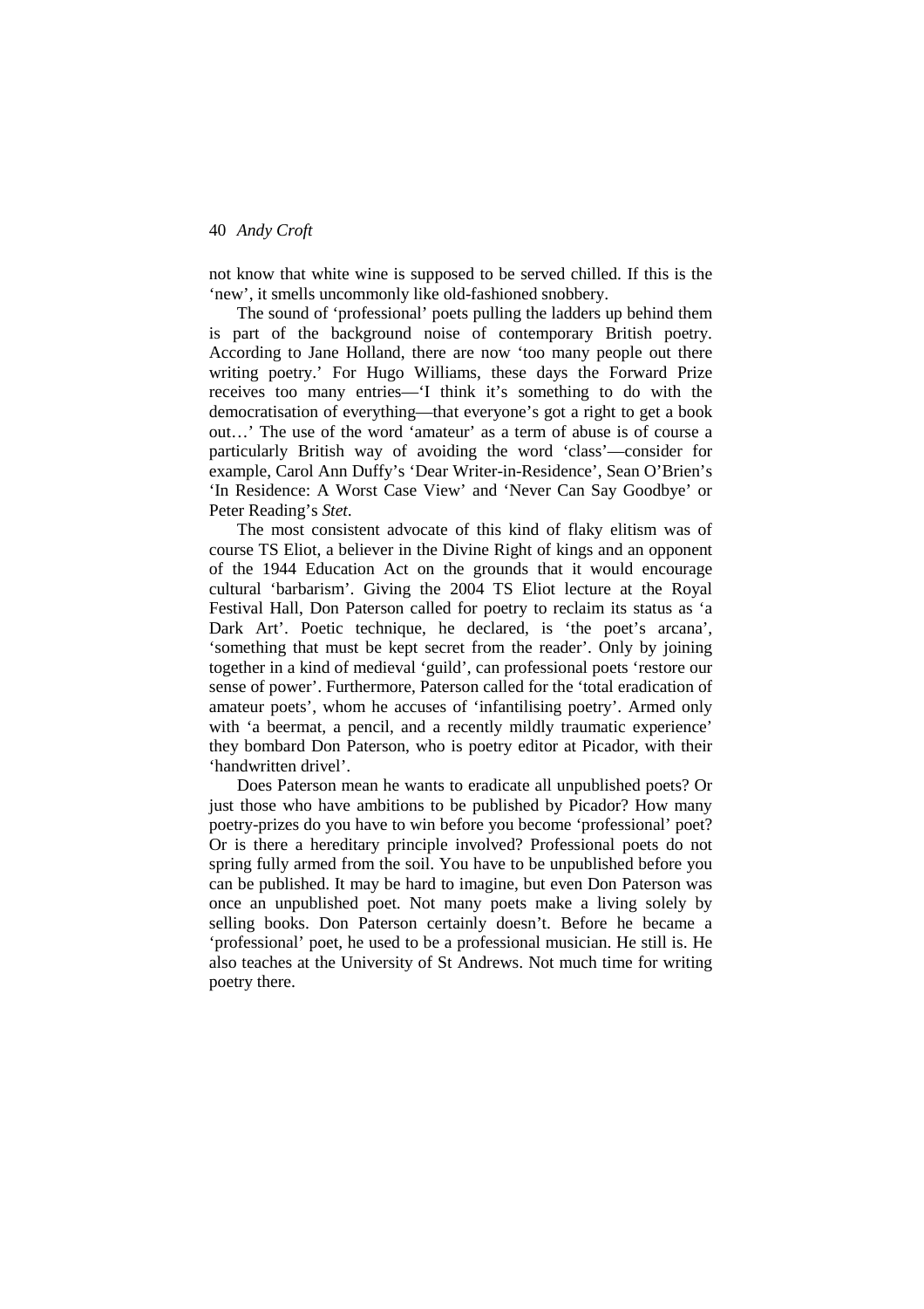not know that white wine is supposed to be served chilled. If this is the 'new', it smells uncommonly like old-fashioned snobbery.

The sound of 'professional' poets pulling the ladders up behind them is part of the background noise of contemporary British poetry. According to Jane Holland, there are now 'too many people out there writing poetry.' For Hugo Williams, these days the Forward Prize receives too many entries—'I think it's something to do with the democratisation of everything—that everyone's got a right to get a book out…' The use of the word 'amateur' as a term of abuse is of course a particularly British way of avoiding the word 'class'—consider for example, Carol Ann Duffy's 'Dear Writer-in-Residence', Sean O'Brien's 'In Residence: A Worst Case View' and 'Never Can Say Goodbye' or Peter Reading's *Stet*.

The most consistent advocate of this kind of flaky elitism was of course TS Eliot, a believer in the Divine Right of kings and an opponent of the 1944 Education Act on the grounds that it would encourage cultural 'barbarism'. Giving the 2004 TS Eliot lecture at the Royal Festival Hall, Don Paterson called for poetry to reclaim its status as 'a Dark Art'. Poetic technique, he declared, is 'the poet's arcana', 'something that must be kept secret from the reader'. Only by joining together in a kind of medieval 'guild', can professional poets 'restore our sense of power'. Furthermore, Paterson called for the 'total eradication of amateur poets', whom he accuses of 'infantilising poetry'. Armed only with 'a beermat, a pencil, and a recently mildly traumatic experience' they bombard Don Paterson, who is poetry editor at Picador, with their 'handwritten drivel'.

Does Paterson mean he wants to eradicate all unpublished poets? Or just those who have ambitions to be published by Picador? How many poetry-prizes do you have to win before you become 'professional' poet? Or is there a hereditary principle involved? Professional poets do not spring fully armed from the soil. You have to be unpublished before you can be published. It may be hard to imagine, but even Don Paterson was once an unpublished poet. Not many poets make a living solely by selling books. Don Paterson certainly doesn't. Before he became a 'professional' poet, he used to be a professional musician. He still is. He also teaches at the University of St Andrews. Not much time for writing poetry there.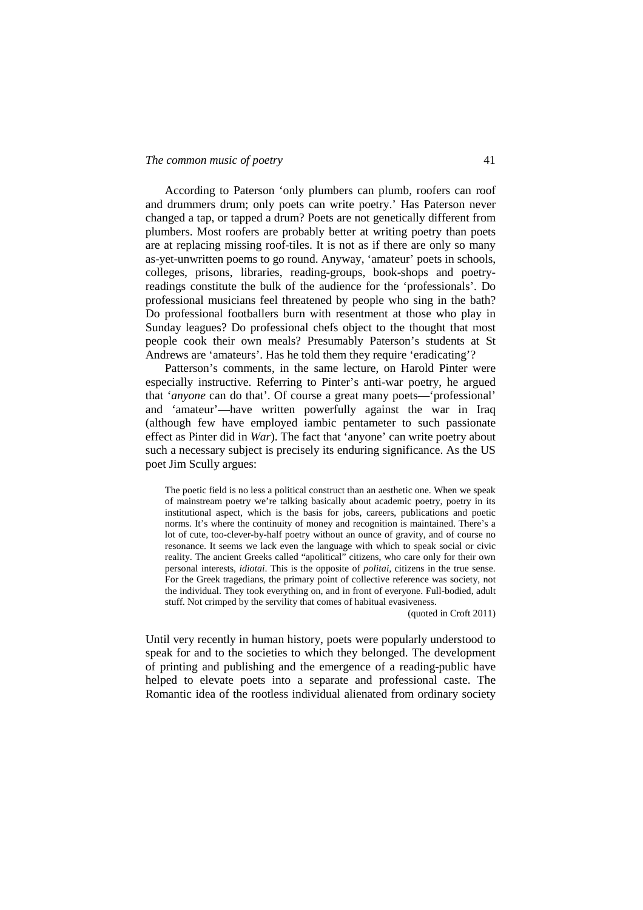According to Paterson 'only plumbers can plumb, roofers can roof and drummers drum; only poets can write poetry.' Has Paterson never changed a tap, or tapped a drum? Poets are not genetically different from plumbers. Most roofers are probably better at writing poetry than poets are at replacing missing roof-tiles. It is not as if there are only so many as-yet-unwritten poems to go round. Anyway, 'amateur' poets in schools, colleges, prisons, libraries, reading-groups, book-shops and poetry-readings constitute the bulk of the audience for the 'professionals'. Do professional musicians feel threatened by people who sing in the bath? Do professional footballers burn with resentment at those who play in Sunday leagues? Do professional chefs object to the thought that most people cook their own meals? Presumably Paterson's students at St Andrews are 'amateurs'. Has he told them they require 'eradicating'?

Patterson's comments, in the same lecture, on Harold Pinter were especially instructive. Referring to Pinter's anti-war poetry, he argued that '*anyone* can do that'. Of course a great many poets—'professional' and 'amateur'—have written powerfully against the war in Iraq (although few have employed iambic pentameter to such passionate effect as Pinter did in *War*). The fact that 'anyone' can write poetry about such a necessary subject is precisely its enduring significance. As the US poet Jim Scully argues:

> The poetic field is no less a political construct than an aesthetic one. When we speak of mainstream poetry we're talking basically about academic poetry, poetry in its institutional aspect, which is the basis for jobs, careers, publications and poetic norms. It's where the continuity of money and recognition is maintained. There's a lot of cute, too-clever-by-half poetry without an ounce of gravity, and of course no resonance. It seems we lack even the language with which to speak social or civic reality. The ancient Greeks called "apolitical" citizens, who care only for their own personal interests, *idiotai*. This is the opposite of *politai*, citizens in the true sense. For the Greek tragedians, the primary point of collective reference was society, not the individual. They took everything on, and in front of everyone. Full-bodied, adult stuff. Not crimped by the servility that comes of habitual evasiveness.
>
> (quoted in Croft 2011)

Until very recently in human history, poets were popularly understood to speak for and to the societies to which they belonged. The development of printing and publishing and the emergence of a reading-public have helped to elevate poets into a separate and professional caste. The Romantic idea of the rootless individual alienated from ordinary society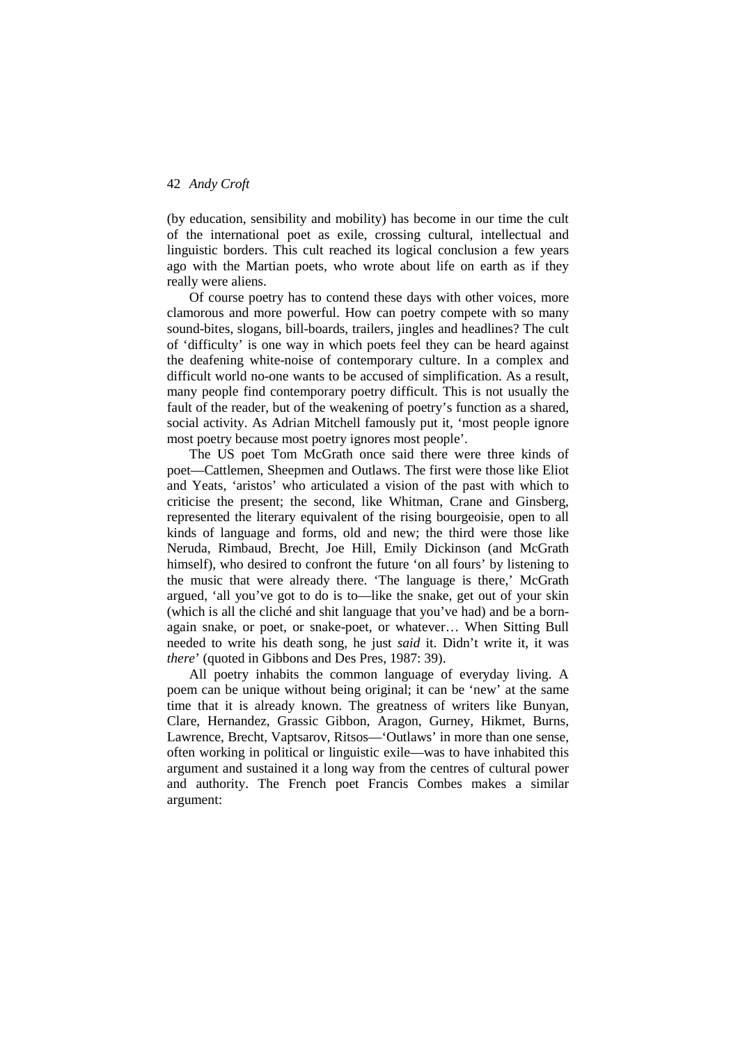(by education, sensibility and mobility) has become in our time the cult of the international poet as exile, crossing cultural, intellectual and linguistic borders. This cult reached its logical conclusion a few years ago with the Martian poets, who wrote about life on earth as if they really were aliens.

Of course poetry has to contend these days with other voices, more clamorous and more powerful. How can poetry compete with so many sound-bites, slogans, bill-boards, trailers, jingles and headlines? The cult of 'difficulty' is one way in which poets feel they can be heard against the deafening white-noise of contemporary culture. In a complex and difficult world no-one wants to be accused of simplification. As a result, many people find contemporary poetry difficult. This is not usually the fault of the reader, but of the weakening of poetry's function as a shared, social activity. As Adrian Mitchell famously put it, 'most people ignore most poetry because most poetry ignores most people'.

The US poet Tom McGrath once said there were three kinds of poet—Cattlemen, Sheepmen and Outlaws. The first were those like Eliot and Yeats, 'aristos' who articulated a vision of the past with which to criticise the present; the second, like Whitman, Crane and Ginsberg, represented the literary equivalent of the rising bourgeoisie, open to all kinds of language and forms, old and new; the third were those like Neruda, Rimbaud, Brecht, Joe Hill, Emily Dickinson (and McGrath himself), who desired to confront the future 'on all fours' by listening to the music that were already there. 'The language is there,' McGrath argued, 'all you've got to do is to—like the snake, get out of your skin (which is all the cliché and shit language that you've had) and be a born-again snake, or poet, or snake-poet, or whatever… When Sitting Bull needed to write his death song, he just *said* it. Didn't write it, it was *there*' (quoted in Gibbons and Des Pres, 1987: 39).

All poetry inhabits the common language of everyday living. A poem can be unique without being original; it can be 'new' at the same time that it is already known. The greatness of writers like Bunyan, Clare, Hernandez, Grassic Gibbon, Aragon, Gurney, Hikmet, Burns, Lawrence, Brecht, Vaptsarov, Ritsos—'Outlaws' in more than one sense, often working in political or linguistic exile—was to have inhabited this argument and sustained it a long way from the centres of cultural power and authority. The French poet Francis Combes makes a similar argument: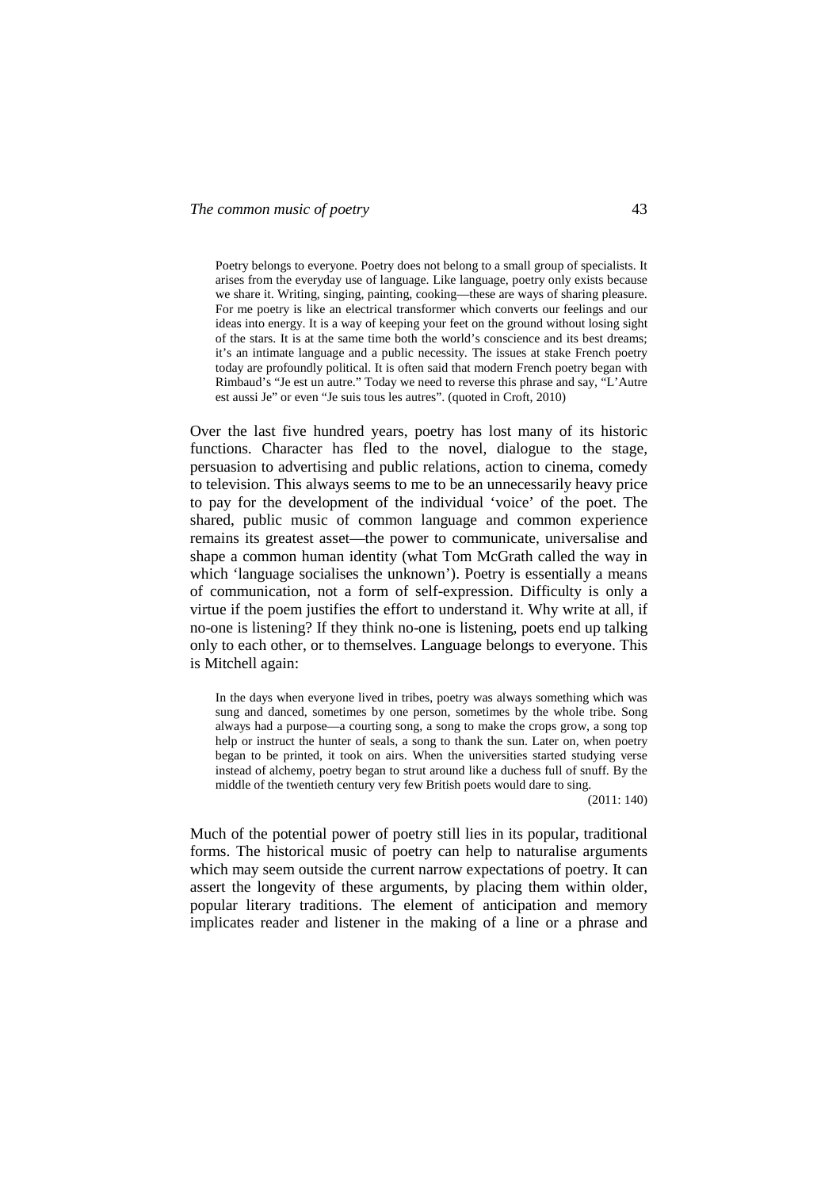> Poetry belongs to everyone. Poetry does not belong to a small group of specialists. It arises from the everyday use of language. Like language, poetry only exists because we share it. Writing, singing, painting, cooking—these are ways of sharing pleasure. For me poetry is like an electrical transformer which converts our feelings and our ideas into energy. It is a way of keeping your feet on the ground without losing sight of the stars. It is at the same time both the world's conscience and its best dreams; it's an intimate language and a public necessity. The issues at stake French poetry today are profoundly political. It is often said that modern French poetry began with Rimbaud's "Je est un autre." Today we need to reverse this phrase and say, "L'Autre est aussi Je" or even "Je suis tous les autres". (quoted in Croft, 2010)

Over the last five hundred years, poetry has lost many of its historic functions. Character has fled to the novel, dialogue to the stage, persuasion to advertising and public relations, action to cinema, comedy to television. This always seems to me to be an unnecessarily heavy price to pay for the development of the individual 'voice' of the poet. The shared, public music of common language and common experience remains its greatest asset—the power to communicate, universalise and shape a common human identity (what Tom McGrath called the way in which 'language socialises the unknown'). Poetry is essentially a means of communication, not a form of self-expression. Difficulty is only a virtue if the poem justifies the effort to understand it. Why write at all, if no-one is listening? If they think no-one is listening, poets end up talking only to each other, or to themselves. Language belongs to everyone. This is Mitchell again:

> In the days when everyone lived in tribes, poetry was always something which was sung and danced, sometimes by one person, sometimes by the whole tribe. Song always had a purpose—a courting song, a song to make the crops grow, a song top help or instruct the hunter of seals, a song to thank the sun. Later on, when poetry began to be printed, it took on airs. When the universities started studying verse instead of alchemy, poetry began to strut around like a duchess full of snuff. By the middle of the twentieth century very few British poets would dare to sing.
>
> (2011: 140)

Much of the potential power of poetry still lies in its popular, traditional forms. The historical music of poetry can help to naturalise arguments which may seem outside the current narrow expectations of poetry. It can assert the longevity of these arguments, by placing them within older, popular literary traditions. The element of anticipation and memory implicates reader and listener in the making of a line or a phrase and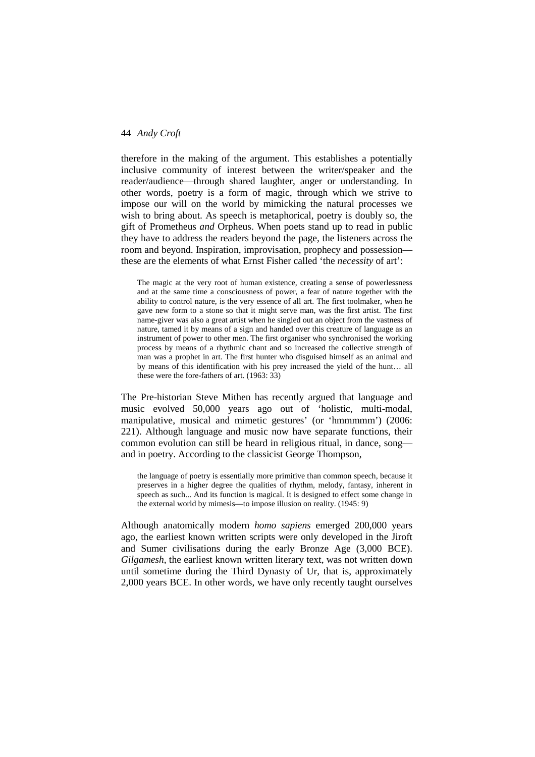therefore in the making of the argument. This establishes a potentially inclusive community of interest between the writer/speaker and the reader/audience—through shared laughter, anger or understanding. In other words, poetry is a form of magic, through which we strive to impose our will on the world by mimicking the natural processes we wish to bring about. As speech is metaphorical, poetry is doubly so, the gift of Prometheus *and* Orpheus. When poets stand up to read in public they have to address the readers beyond the page, the listeners across the room and beyond. Inspiration, improvisation, prophecy and possession—these are the elements of what Ernst Fisher called 'the *necessity* of art':

> The magic at the very root of human existence, creating a sense of powerlessness and at the same time a consciousness of power, a fear of nature together with the ability to control nature, is the very essence of all art. The first toolmaker, when he gave new form to a stone so that it might serve man, was the first artist. The first name-giver was also a great artist when he singled out an object from the vastness of nature, tamed it by means of a sign and handed over this creature of language as an instrument of power to other men. The first organiser who synchronised the working process by means of a rhythmic chant and so increased the collective strength of man was a prophet in art. The first hunter who disguised himself as an animal and by means of this identification with his prey increased the yield of the hunt… all these were the fore-fathers of art. (1963: 33)

The Pre-historian Steve Mithen has recently argued that language and music evolved 50,000 years ago out of 'holistic, multi-modal, manipulative, musical and mimetic gestures' (or 'hmmmmm') (2006: 221). Although language and music now have separate functions, their common evolution can still be heard in religious ritual, in dance, song—and in poetry. According to the classicist George Thompson,

> the language of poetry is essentially more primitive than common speech, because it preserves in a higher degree the qualities of rhythm, melody, fantasy, inherent in speech as such... And its function is magical. It is designed to effect some change in the external world by mimesis—to impose illusion on reality. (1945: 9)

Although anatomically modern *homo sapiens* emerged 200,000 years ago, the earliest known written scripts were only developed in the Jiroft and Sumer civilisations during the early Bronze Age (3,000 BCE). *Gilgamesh*, the earliest known written literary text, was not written down until sometime during the Third Dynasty of Ur, that is, approximately 2,000 years BCE. In other words, we have only recently taught ourselves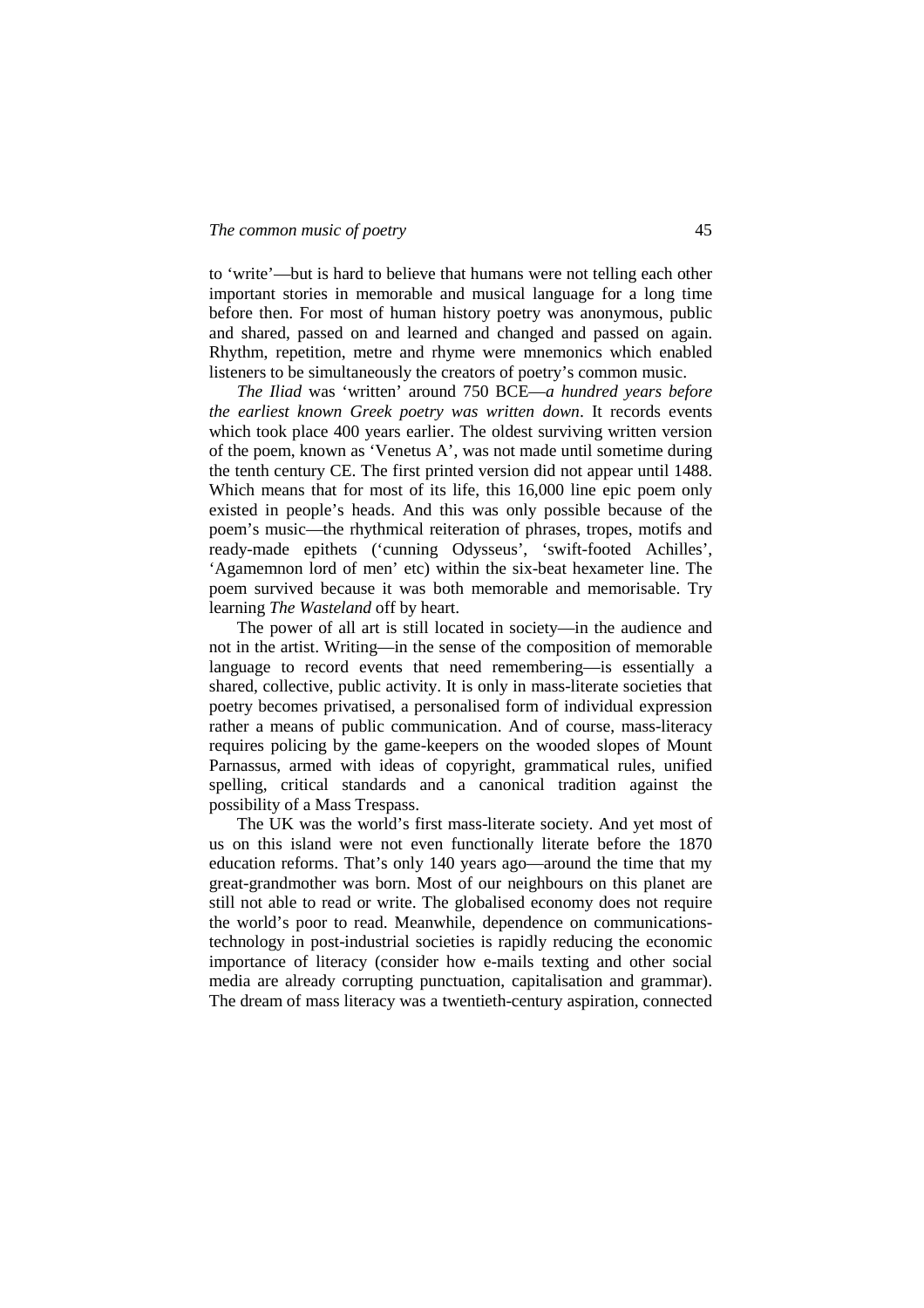to 'write'—but is hard to believe that humans were not telling each other important stories in memorable and musical language for a long time before then. For most of human history poetry was anonymous, public and shared, passed on and learned and changed and passed on again. Rhythm, repetition, metre and rhyme were mnemonics which enabled listeners to be simultaneously the creators of poetry's common music.

*The Iliad* was 'written' around 750 BCE—*a hundred years before the earliest known Greek poetry was written down*. It records events which took place 400 years earlier. The oldest surviving written version of the poem, known as 'Venetus A', was not made until sometime during the tenth century CE. The first printed version did not appear until 1488. Which means that for most of its life, this 16,000 line epic poem only existed in people's heads. And this was only possible because of the poem's music—the rhythmical reiteration of phrases, tropes, motifs and ready-made epithets ('cunning Odysseus', 'swift-footed Achilles', 'Agamemnon lord of men' etc) within the six-beat hexameter line. The poem survived because it was both memorable and memorisable. Try learning *The Wasteland* off by heart.

The power of all art is still located in society—in the audience and not in the artist. Writing—in the sense of the composition of memorable language to record events that need remembering—is essentially a shared, collective, public activity. It is only in mass-literate societies that poetry becomes privatised, a personalised form of individual expression rather a means of public communication. And of course, mass-literacy requires policing by the game-keepers on the wooded slopes of Mount Parnassus, armed with ideas of copyright, grammatical rules, unified spelling, critical standards and a canonical tradition against the possibility of a Mass Trespass.

The UK was the world's first mass-literate society. And yet most of us on this island were not even functionally literate before the 1870 education reforms. That's only 140 years ago—around the time that my great-grandmother was born. Most of our neighbours on this planet are still not able to read or write. The globalised economy does not require the world's poor to read. Meanwhile, dependence on communications-technology in post-industrial societies is rapidly reducing the economic importance of literacy (consider how e-mails texting and other social media are already corrupting punctuation, capitalisation and grammar). The dream of mass literacy was a twentieth-century aspiration, connected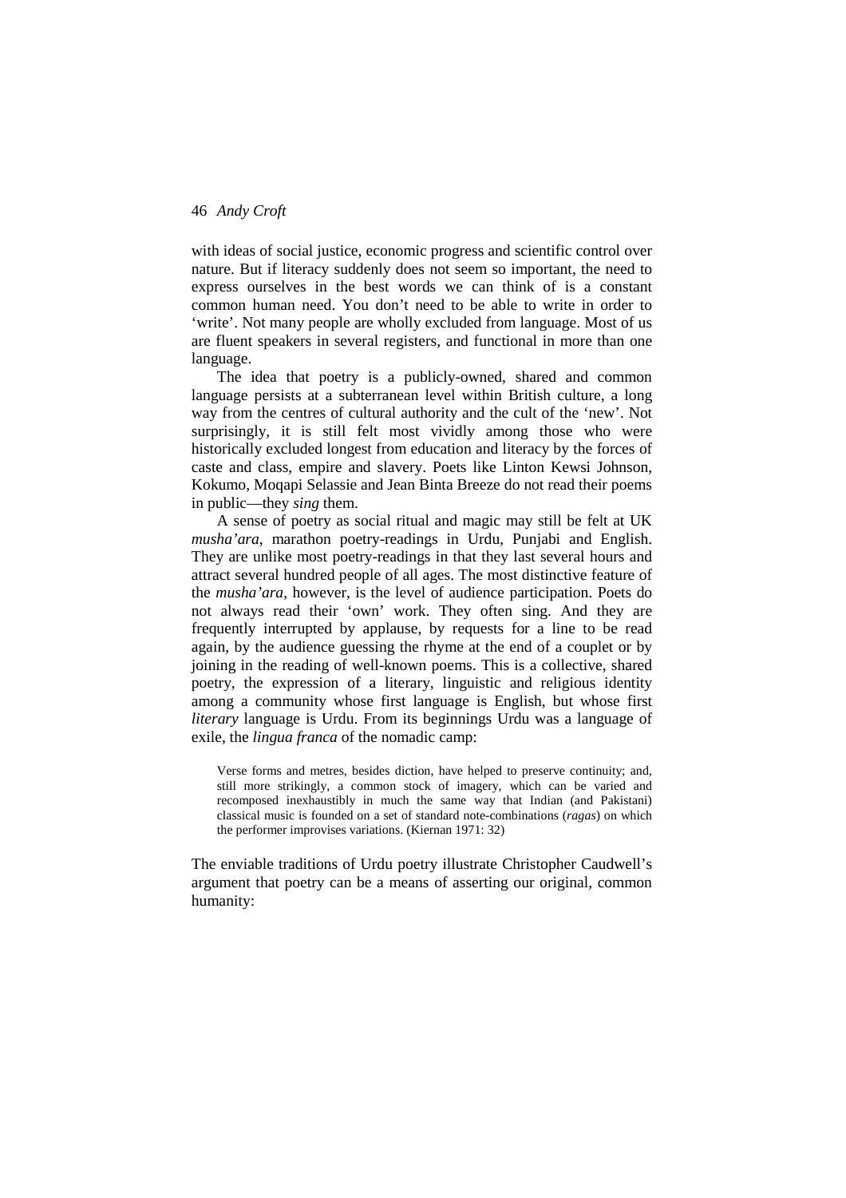with ideas of social justice, economic progress and scientific control over nature. But if literacy suddenly does not seem so important, the need to express ourselves in the best words we can think of is a constant common human need. You don't need to be able to write in order to 'write'. Not many people are wholly excluded from language. Most of us are fluent speakers in several registers, and functional in more than one language.

The idea that poetry is a publicly-owned, shared and common language persists at a subterranean level within British culture, a long way from the centres of cultural authority and the cult of the 'new'. Not surprisingly, it is still felt most vividly among those who were historically excluded longest from education and literacy by the forces of caste and class, empire and slavery. Poets like Linton Kewsi Johnson, Kokumo, Moqapi Selassie and Jean Binta Breeze do not read their poems in public—they *sing* them.

A sense of poetry as social ritual and magic may still be felt at UK *musha'ara*, marathon poetry-readings in Urdu, Punjabi and English. They are unlike most poetry-readings in that they last several hours and attract several hundred people of all ages. The most distinctive feature of the *musha'ara*, however, is the level of audience participation. Poets do not always read their 'own' work. They often sing. And they are frequently interrupted by applause, by requests for a line to be read again, by the audience guessing the rhyme at the end of a couplet or by joining in the reading of well-known poems. This is a collective, shared poetry, the expression of a literary, linguistic and religious identity among a community whose first language is English, but whose first *literary* language is Urdu. From its beginnings Urdu was a language of exile, the *lingua franca* of the nomadic camp:

> Verse forms and metres, besides diction, have helped to preserve continuity; and, still more strikingly, a common stock of imagery, which can be varied and recomposed inexhaustibly in much the same way that Indian (and Pakistani) classical music is founded on a set of standard note-combinations (*ragas*) on which the performer improvises variations. (Kiernan 1971: 32)

The enviable traditions of Urdu poetry illustrate Christopher Caudwell's argument that poetry can be a means of asserting our original, common humanity: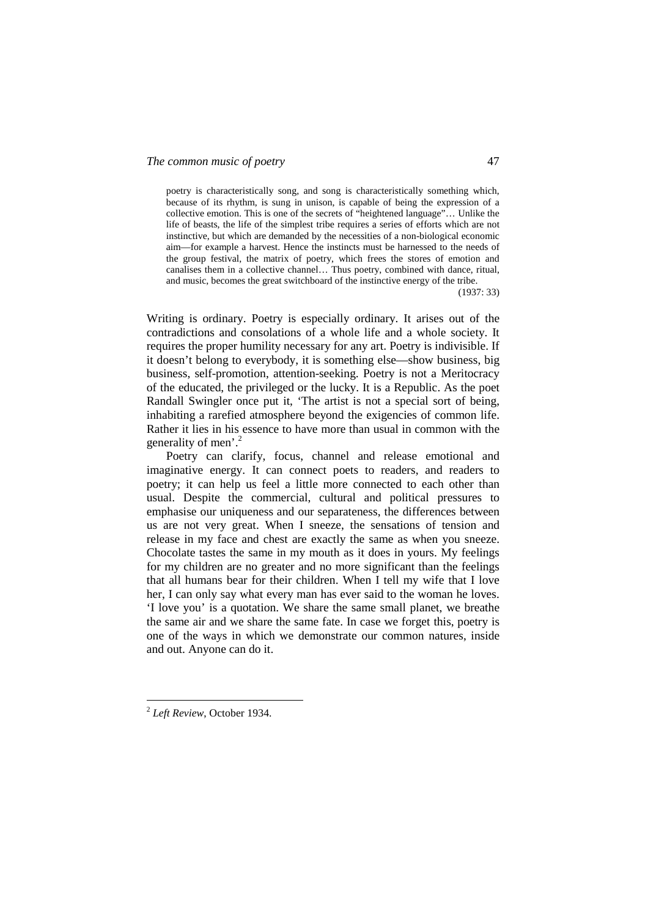> poetry is characteristically song, and song is characteristically something which, because of its rhythm, is sung in unison, is capable of being the expression of a collective emotion. This is one of the secrets of "heightened language"… Unlike the life of beasts, the life of the simplest tribe requires a series of efforts which are not instinctive, but which are demanded by the necessities of a non-biological economic aim—for example a harvest. Hence the instincts must be harnessed to the needs of the group festival, the matrix of poetry, which frees the stores of emotion and canalises them in a collective channel… Thus poetry, combined with dance, ritual, and music, becomes the great switchboard of the instinctive energy of the tribe.
>
> (1937: 33)

Writing is ordinary. Poetry is especially ordinary. It arises out of the contradictions and consolations of a whole life and a whole society. It requires the proper humility necessary for any art. Poetry is indivisible. If it doesn't belong to everybody, it is something else—show business, big business, self-promotion, attention-seeking. Poetry is not a Meritocracy of the educated, the privileged or the lucky. It is a Republic. As the poet Randall Swingler once put it, 'The artist is not a special sort of being, inhabiting a rarefied atmosphere beyond the exigencies of common life. Rather it lies in his essence to have more than usual in common with the generality of men'.[2]

Poetry can clarify, focus, channel and release emotional and imaginative energy. It can connect poets to readers, and readers to poetry; it can help us feel a little more connected to each other than usual. Despite the commercial, cultural and political pressures to emphasise our uniqueness and our separateness, the differences between us are not very great. When I sneeze, the sensations of tension and release in my face and chest are exactly the same as when you sneeze. Chocolate tastes the same in my mouth as it does in yours. My feelings for my children are no greater and no more significant than the feelings that all humans bear for their children. When I tell my wife that I love her, I can only say what every man has ever said to the woman he loves. 'I love you' is a quotation. We share the same small planet, we breathe the same air and we share the same fate. In case we forget this, poetry is one of the ways in which we demonstrate our common natures, inside and out. Anyone can do it.

---

[2] *Left Review*, October 1934.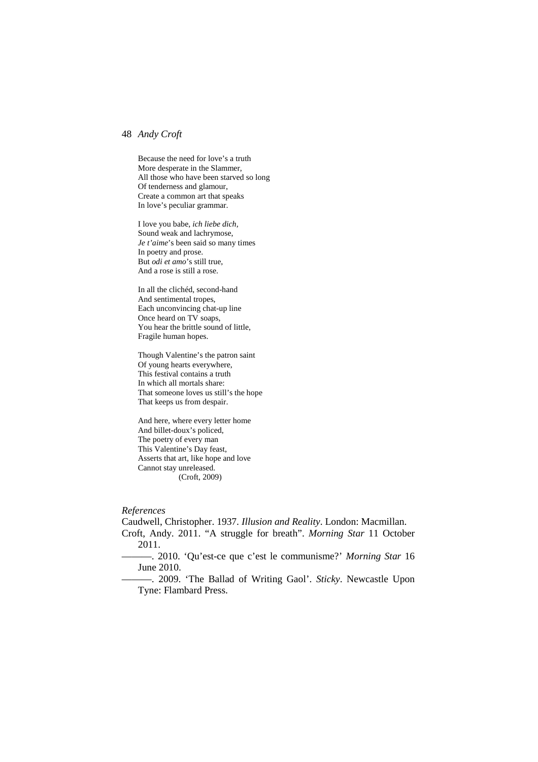Because the need for love's a truth  
More desperate in the Slammer,  
All those who have been starved so long  
Of tenderness and glamour,  
Create a common art that speaks  
In love's peculiar grammar.

I love you babe, *ich liebe dich,*  
Sound weak and lachrymose,  
*Je t'aime*'s been said so many times  
In poetry and prose.  
But *odi et amo*'s still true,  
And a rose is still a rose.

In all the clichéd, second-hand  
And sentimental tropes,  
Each unconvincing chat-up line  
Once heard on TV soaps,  
You hear the brittle sound of little,  
Fragile human hopes.

Though Valentine's the patron saint  
Of young hearts everywhere,  
This festival contains a truth  
In which all mortals share:  
That someone loves us still's the hope  
That keeps us from despair.

And here, where every letter home  
And billet-doux's policed,  
The poetry of every man  
This Valentine's Day feast,  
Asserts that art, like hope and love  
Cannot stay unreleased.  
(Croft, 2009)

*References*

Caudwell, Christopher. 1937. *Illusion and Reality*. London: Macmillan.

Croft, Andy. 2011. "A struggle for breath". *Morning Star* 11 October 2011.

———. 2010. 'Qu'est-ce que c'est le communisme?' *Morning Star* 16 June 2010.

———. 2009. 'The Ballad of Writing Gaol'. *Sticky*. Newcastle Upon Tyne: Flambard Press.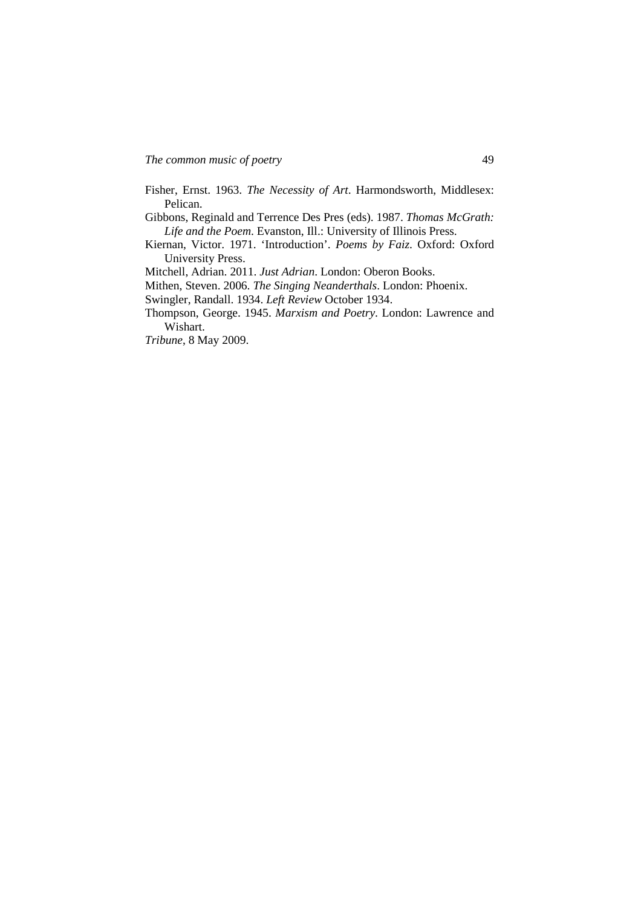Fisher, Ernst. 1963. *The Necessity of Art*. Harmondsworth, Middlesex: Pelican.

Gibbons, Reginald and Terrence Des Pres (eds). 1987. *Thomas McGrath: Life and the Poem*. Evanston, Ill.: University of Illinois Press.

Kiernan, Victor. 1971. 'Introduction'. *Poems by Faiz*. Oxford: Oxford University Press.

Mitchell, Adrian. 2011. *Just Adrian*. London: Oberon Books.

Mithen, Steven. 2006. *The Singing Neanderthals*. London: Phoenix.

Swingler, Randall. 1934. *Left Review* October 1934.

Thompson, George. 1945. *Marxism and Poetry*. London: Lawrence and Wishart.

*Tribune*, 8 May 2009.